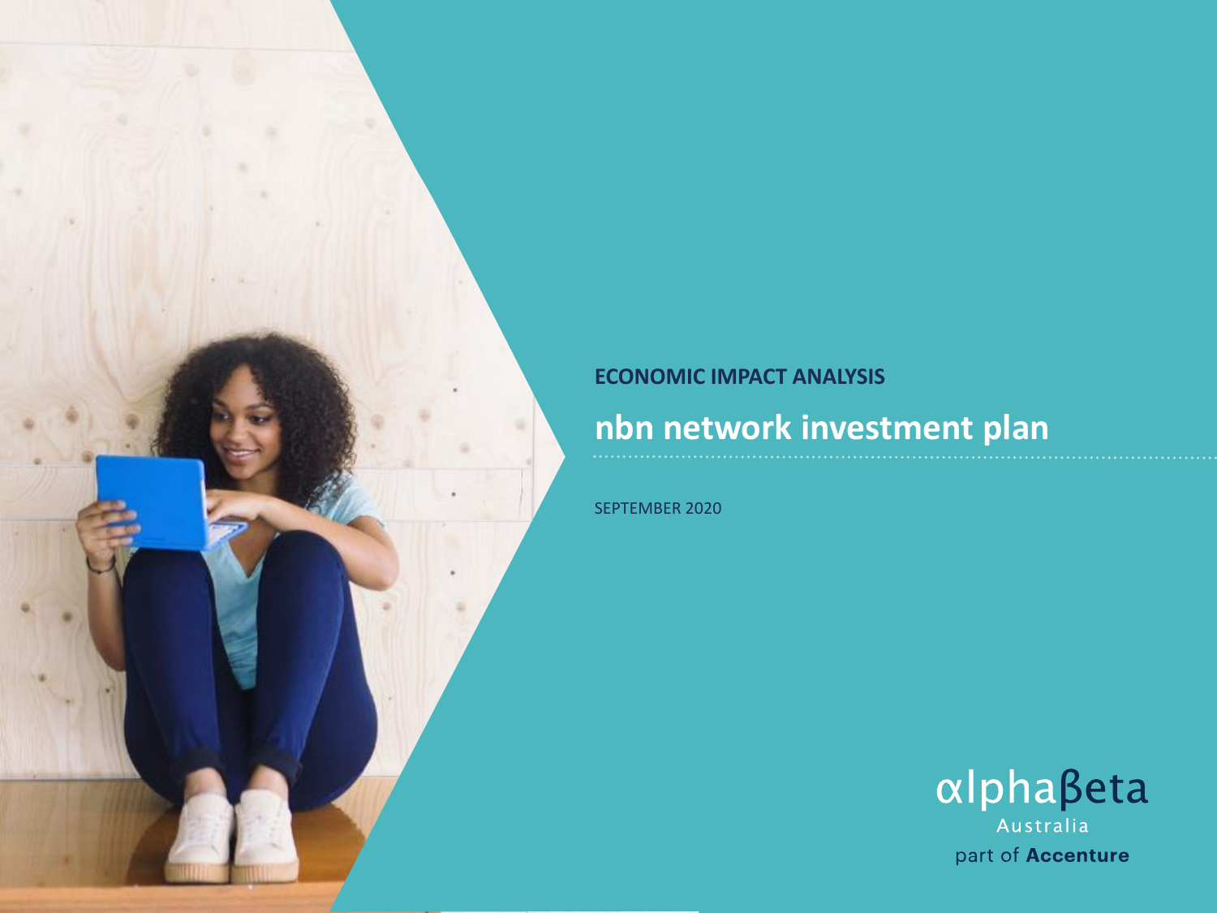**ECONOMIC IMPACT ANALYSIS**

# nbn network investment plan

SEPTEMBER 2020

αlphaβeta Australia part of Accenture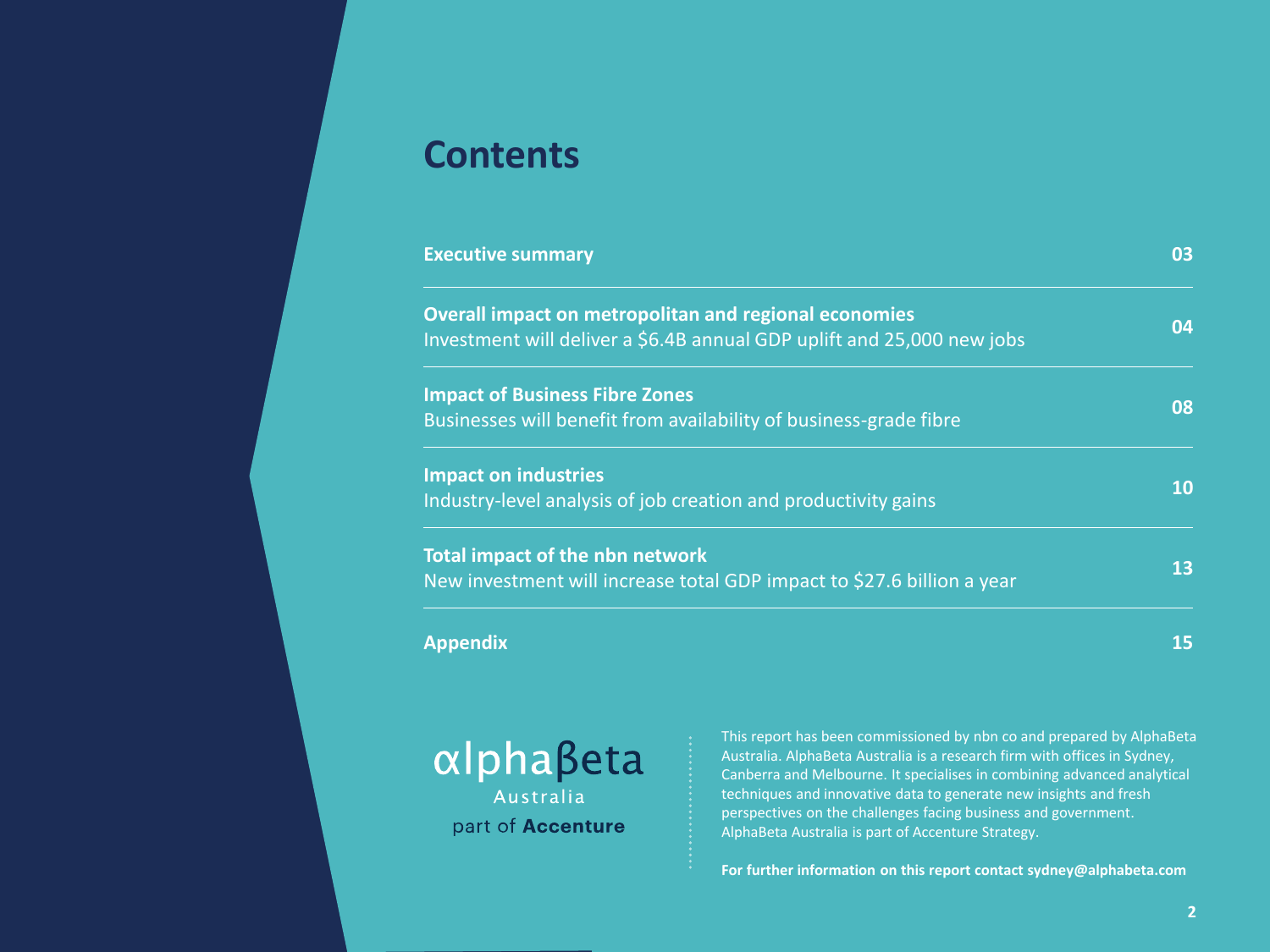# Contents

| | |
|---|---|
| **Executive summary** | **03** |
| **Overall impact on metropolitan and regional economies**<br>Investment will deliver a $6.4B annual GDP uplift and 25,000 new jobs | **04** |
| **Impact of Business Fibre Zones**<br>Businesses will benefit from availability of business-grade fibre | **08** |
| **Impact on industries**<br>Industry-level analysis of job creation and productivity gains | **10** |
| **Total impact of the nbn network**<br>New investment will increase total GDP impact to $27.6 billion a year | **13** |
| **Appendix** | **15** |

αlphaβeta
Australia
part of **Accenture**

This report has been commissioned by nbn co and prepared by AlphaBeta Australia. AlphaBeta Australia is a research firm with offices in Sydney, Canberra and Melbourne. It specialises in combining advanced analytical techniques and innovative data to generate new insights and fresh perspectives on the challenges facing business and government. AlphaBeta Australia is part of Accenture Strategy.

**For further information on this report contact sydney@alphabeta.com**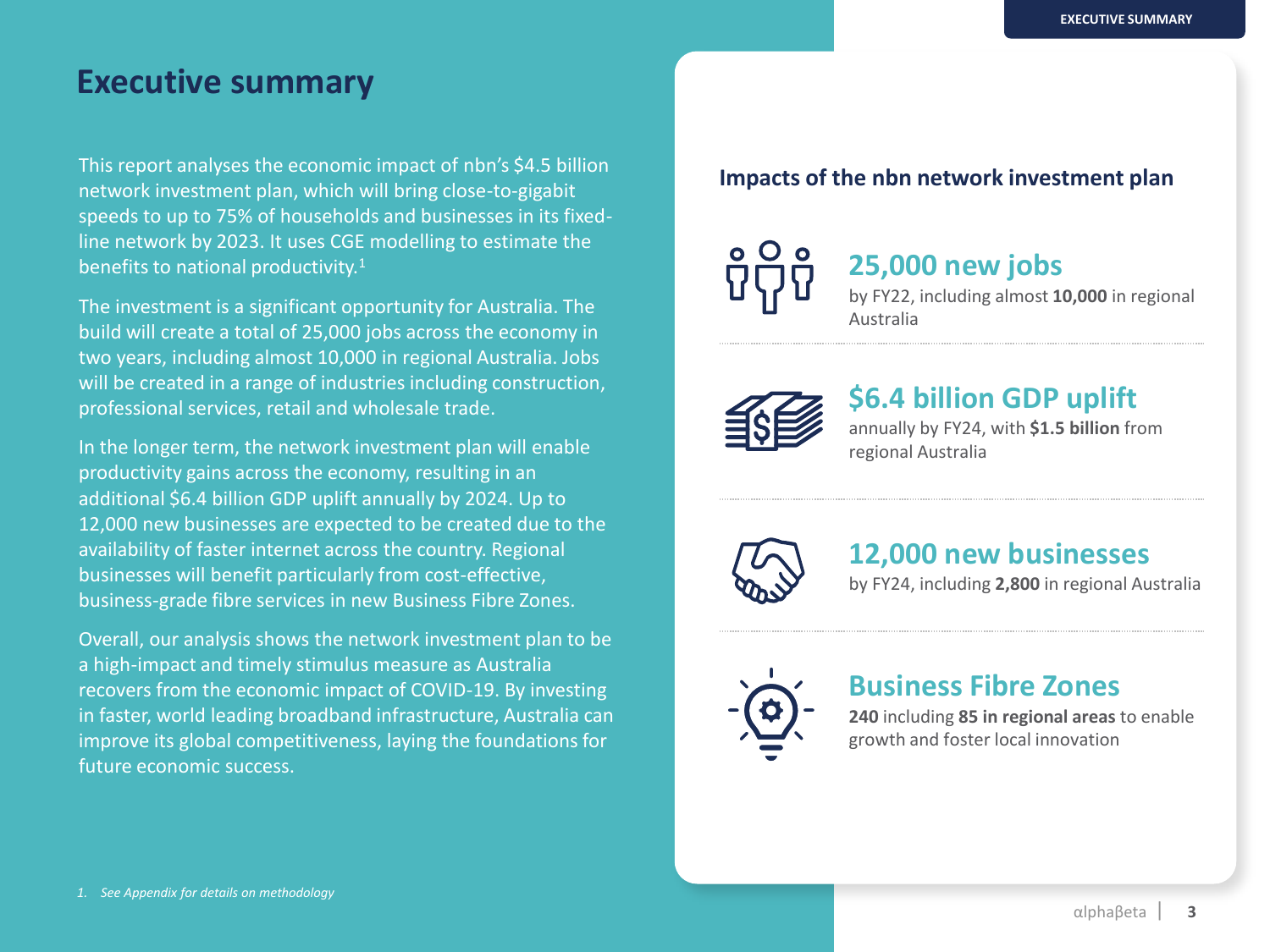# Executive summary

This report analyses the economic impact of nbn's $4.5 billion network investment plan, which will bring close-to-gigabit speeds to up to 75% of households and businesses in its fixed-line network by 2023. It uses CGE modelling to estimate the benefits to national productivity.[1]

The investment is a significant opportunity for Australia. The build will create a total of 25,000 jobs across the economy in two years, including almost 10,000 in regional Australia. Jobs will be created in a range of industries including construction, professional services, retail and wholesale trade.

In the longer term, the network investment plan will enable productivity gains across the economy, resulting in an additional $6.4 billion GDP uplift annually by 2024. Up to 12,000 new businesses are expected to be created due to the availability of faster internet across the country. Regional businesses will benefit particularly from cost-effective, business-grade fibre services in new Business Fibre Zones.

Overall, our analysis shows the network investment plan to be a high-impact and timely stimulus measure as Australia recovers from the economic impact of COVID-19. By investing in faster, world leading broadband infrastructure, Australia can improve its global competitiveness, laying the foundations for future economic success.

*1. See Appendix for details on methodology*

## Impacts of the nbn network investment plan

### 25,000 new jobs

by FY22, including almost **10,000** in regional Australia

### $6.4 billion GDP uplift

annually by FY24, with **$1.5 billion** from regional Australia

### 12,000 new businesses

by FY24, including **2,800** in regional Australia

### Business Fibre Zones

**240** including **85 in regional areas** to enable growth and foster local innovation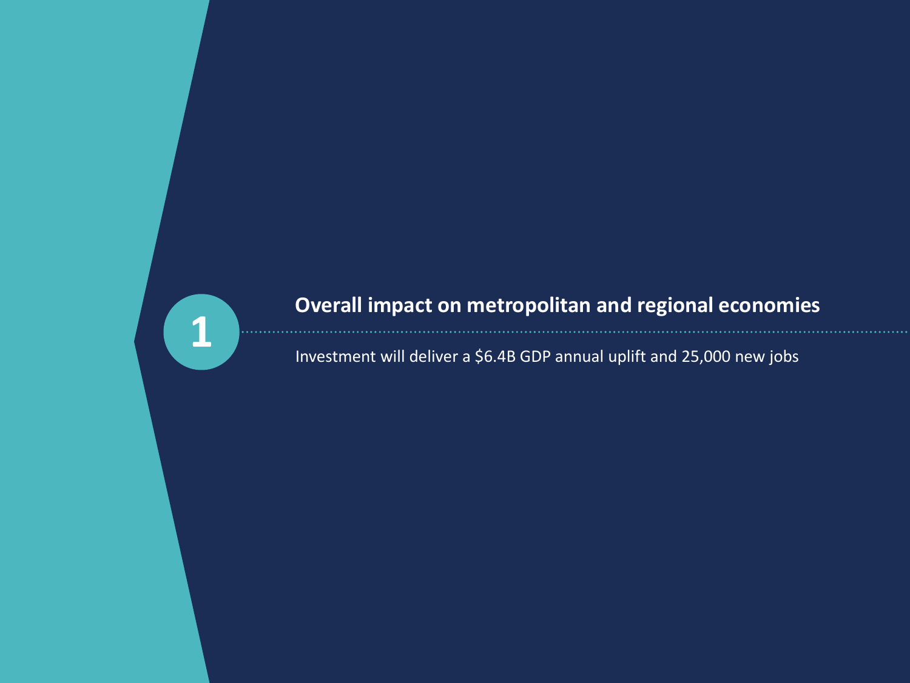## 1 Overall impact on metropolitan and regional economies

Investment will deliver a $6.4B GDP annual uplift and 25,000 new jobs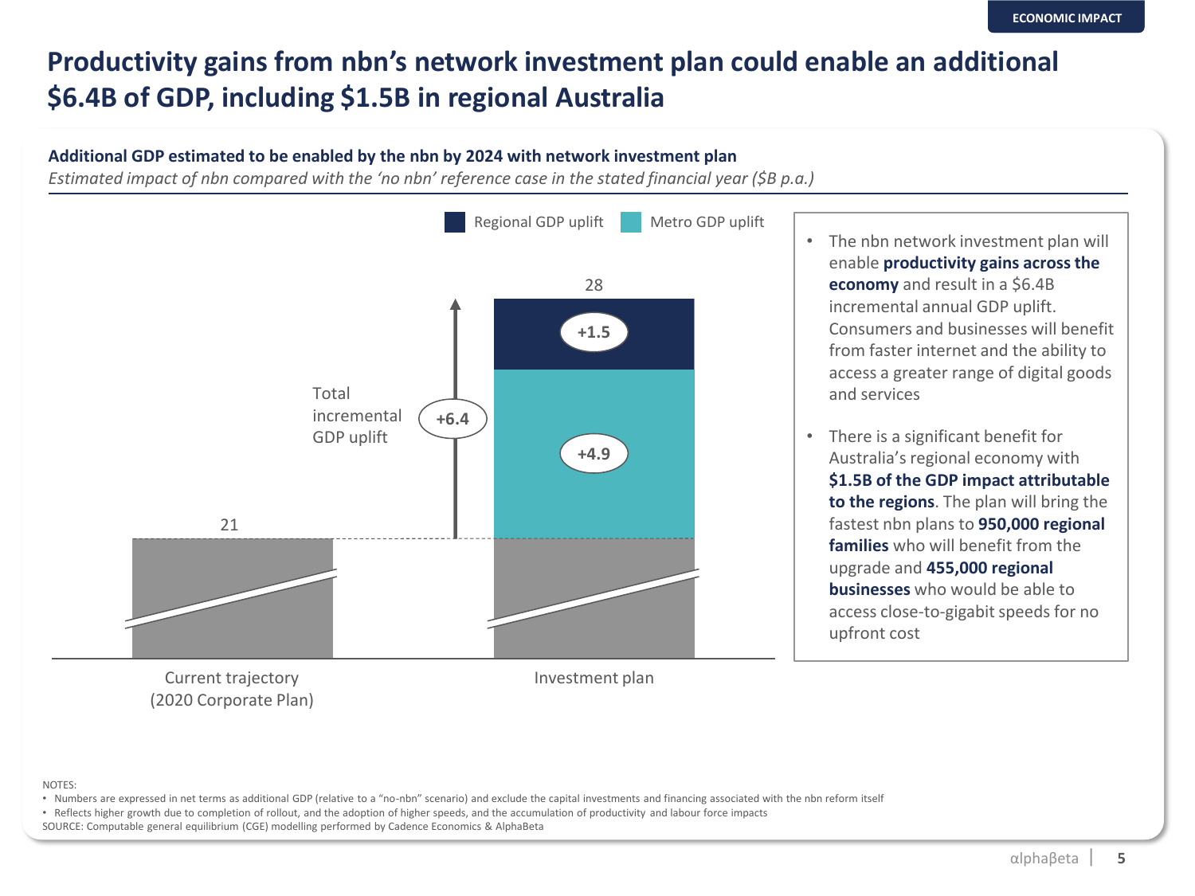ECONOMIC IMPACT

# Productivity gains from nbn's network investment plan could enable an additional $6.4B of GDP, including $1.5B in regional Australia

**Additional GDP estimated to be enabled by the nbn by 2024 with network investment plan**

*Estimated impact of nbn compared with the 'no nbn' reference case in the stated financial year ($B p.a.)*

Regional GDP uplift | Metro GDP uplift

| | Current trajectory (2020 Corporate Plan) | Investment plan |
|---|---|---|
| Base | 21 | 21 |
| Metro GDP uplift | | +4.9 |
| Regional GDP uplift | | +1.5 |
| Total | 21 | 28 |

Total incremental GDP uplift: +6.4

- The nbn network investment plan will enable **productivity gains across the economy** and result in a $6.4B incremental annual GDP uplift. Consumers and businesses will benefit from faster internet and the ability to access a greater range of digital goods and services
- There is a significant benefit for Australia's regional economy with **$1.5B of the GDP impact attributable to the regions**. The plan will bring the fastest nbn plans to **950,000 regional families** who will benefit from the upgrade and **455,000 regional businesses** who would be able to access close-to-gigabit speeds for no upfront cost

NOTES:
- Numbers are expressed in net terms as additional GDP (relative to a "no-nbn" scenario) and exclude the capital investments and financing associated with the nbn reform itself
- Reflects higher growth due to completion of rollout, and the adoption of higher speeds, and the accumulation of productivity and labour force impacts

SOURCE: Computable general equilibrium (CGE) modelling performed by Cadence Economics & AlphaBeta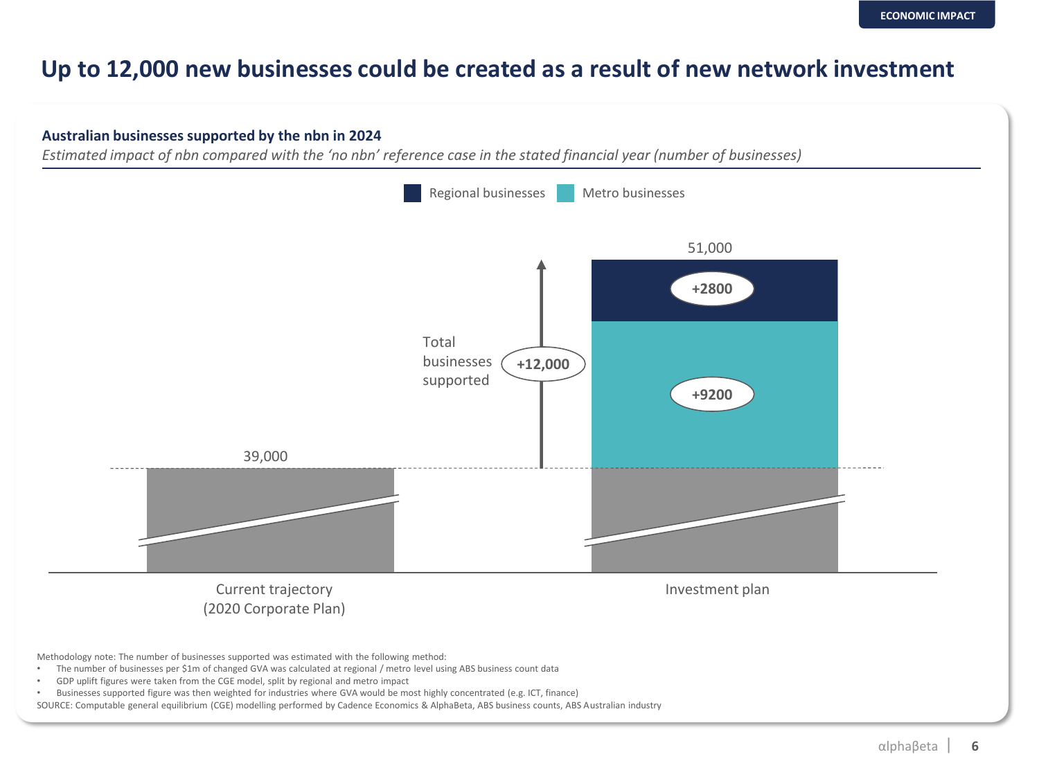# Up to 12,000 new businesses could be created as a result of new network investment

**Australian businesses supported by the nbn in 2024**

*Estimated impact of nbn compared with the 'no nbn' reference case in the stated financial year (number of businesses)*

Regional businesses | Metro businesses

| | Current trajectory (2020 Corporate Plan) | Investment plan |
|---|---|---|
| Base | 39,000 | 39,000 |
| Metro businesses | | +9200 |
| Regional businesses | | +2800 |
| Total | 39,000 | 51,000 |

Total businesses supported: +12,000

Methodology note: The number of businesses supported was estimated with the following method:

- The number of businesses per $1m of changed GVA was calculated at regional / metro level using ABS business count data
- GDP uplift figures were taken from the CGE model, split by regional and metro impact
- Businesses supported figure was then weighted for industries where GVA would be most highly concentrated (e.g. ICT, finance)

SOURCE: Computable general equilibrium (CGE) modelling performed by Cadence Economics & AlphaBeta, ABS business counts, ABS Australian industry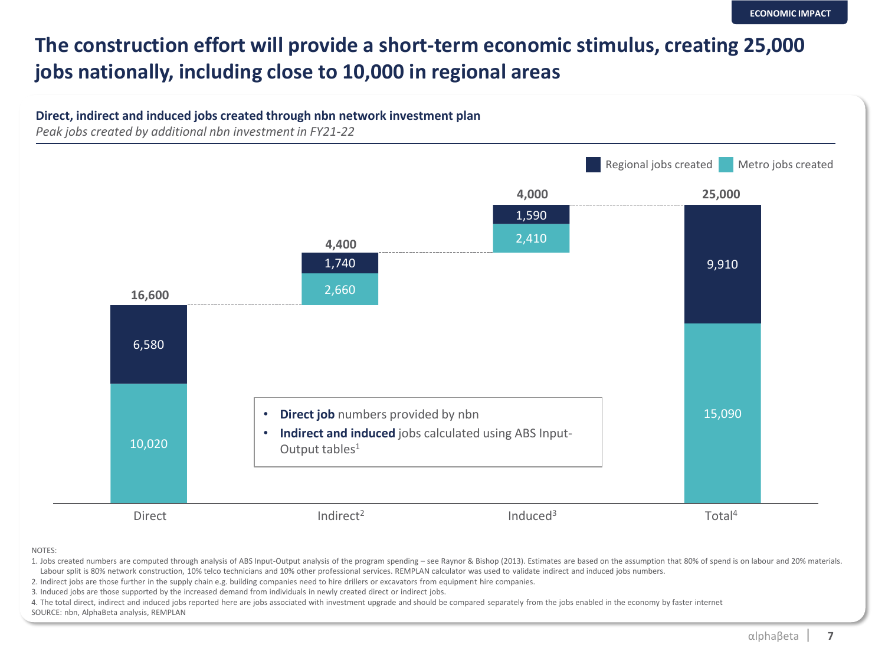# The construction effort will provide a short-term economic stimulus, creating 25,000 jobs nationally, including close to 10,000 in regional areas

**Direct, indirect and induced jobs created through nbn network investment plan**

*Peak jobs created by additional nbn investment in FY21-22*

| | Direct | Indirect[2] | Induced[3] | Total[4] |
|---|---|---|---|---|
| Regional jobs created | 6,580 | 1,740 | 1,590 | 9,910 |
| Metro jobs created | 10,020 | 2,660 | 2,410 | 15,090 |
| **Total** | **16,600** | **4,400** | **4,000** | **25,000** |

- **Direct job** numbers provided by nbn
- **Indirect and induced** jobs calculated using ABS Input-Output tables[1]

NOTES:

1. Jobs created numbers are computed through analysis of ABS Input-Output analysis of the program spending – see Raynor & Bishop (2013). Estimates are based on the assumption that 80% of spend is on labour and 20% materials. Labour split is 80% network construction, 10% telco technicians and 10% other professional services. REMPLAN calculator was used to validate indirect and induced jobs numbers.
2. Indirect jobs are those further in the supply chain e.g. building companies need to hire drillers or excavators from equipment hire companies.
3. Induced jobs are those supported by the increased demand from individuals in newly created direct or indirect jobs.
4. The total direct, indirect and induced jobs reported here are jobs associated with investment upgrade and should be compared separately from the jobs enabled in the economy by faster internet

SOURCE: nbn, AlphaBeta analysis, REMPLAN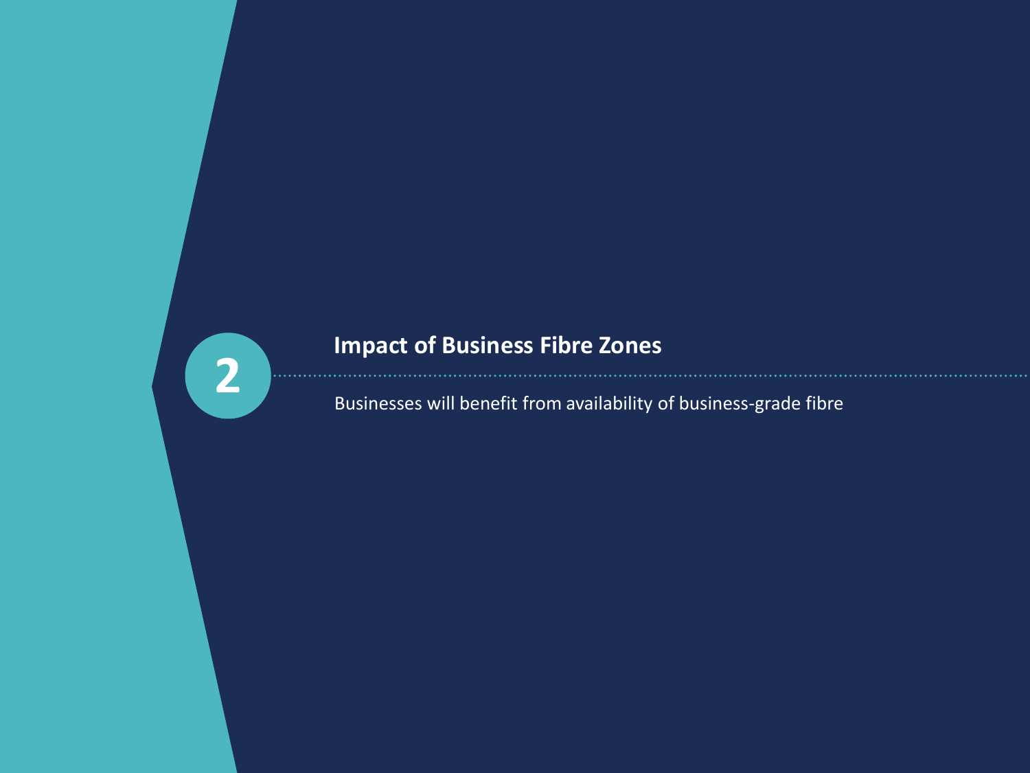## 2 Impact of Business Fibre Zones

Businesses will benefit from availability of business-grade fibre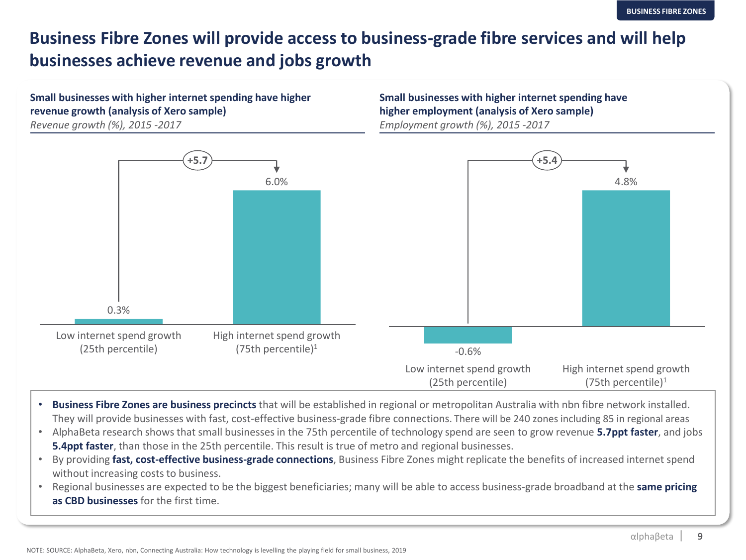# Business Fibre Zones will provide access to business-grade fibre services and will help businesses achieve revenue and jobs growth

**Small businesses with higher internet spending have higher revenue growth (analysis of Xero sample)**

*Revenue growth (%), 2015 -2017*

| | Low internet spend growth (25th percentile) | High internet spend growth (75th percentile)[1] |
|---|---|---|
| Revenue growth | 0.3% | 6.0% |
| Difference | | +5.7 |

**Small businesses with higher internet spending have higher employment (analysis of Xero sample)**

*Employment growth (%), 2015 -2017*

| | Low internet spend growth (25th percentile) | High internet spend growth (75th percentile)[1] |
|---|---|---|
| Employment growth | -0.6% | 4.8% |
| Difference | | +5.4 |

- **Business Fibre Zones are business precincts** that will be established in regional or metropolitan Australia with nbn fibre network installed. They will provide businesses with fast, cost-effective business-grade fibre connections. There will be 240 zones including 85 in regional areas
- AlphaBeta research shows that small businesses in the 75th percentile of technology spend are seen to grow revenue **5.7ppt faster**, and jobs **5.4ppt faster**, than those in the 25th percentile. This result is true of metro and regional businesses.
- By providing **fast, cost-effective business-grade connections**, Business Fibre Zones might replicate the benefits of increased internet spend without increasing costs to business.
- Regional businesses are expected to be the biggest beneficiaries; many will be able to access business-grade broadband at the **same pricing as CBD businesses** for the first time.

NOTE: SOURCE: AlphaBeta, Xero, nbn, Connecting Australia: How technology is levelling the playing field for small business, 2019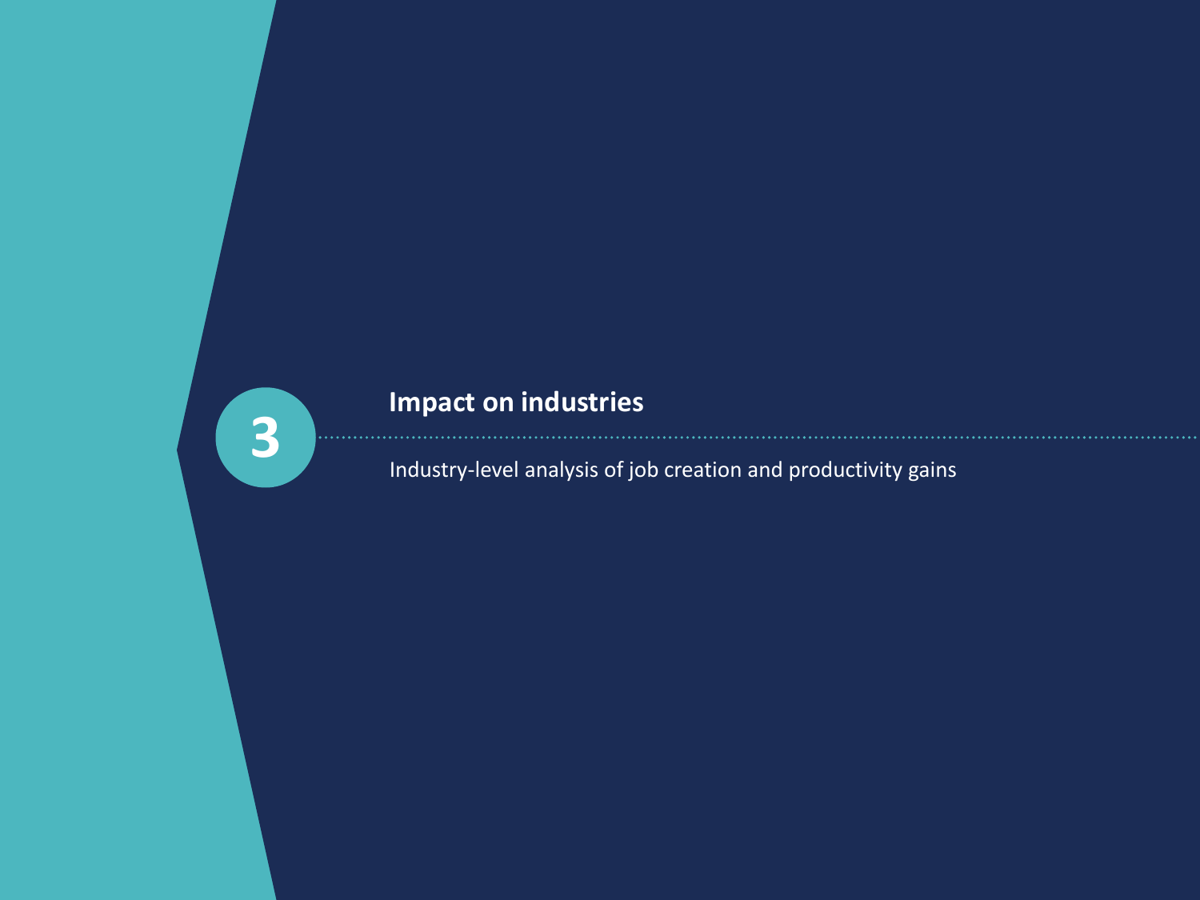# 3 Impact on industries

Industry-level analysis of job creation and productivity gains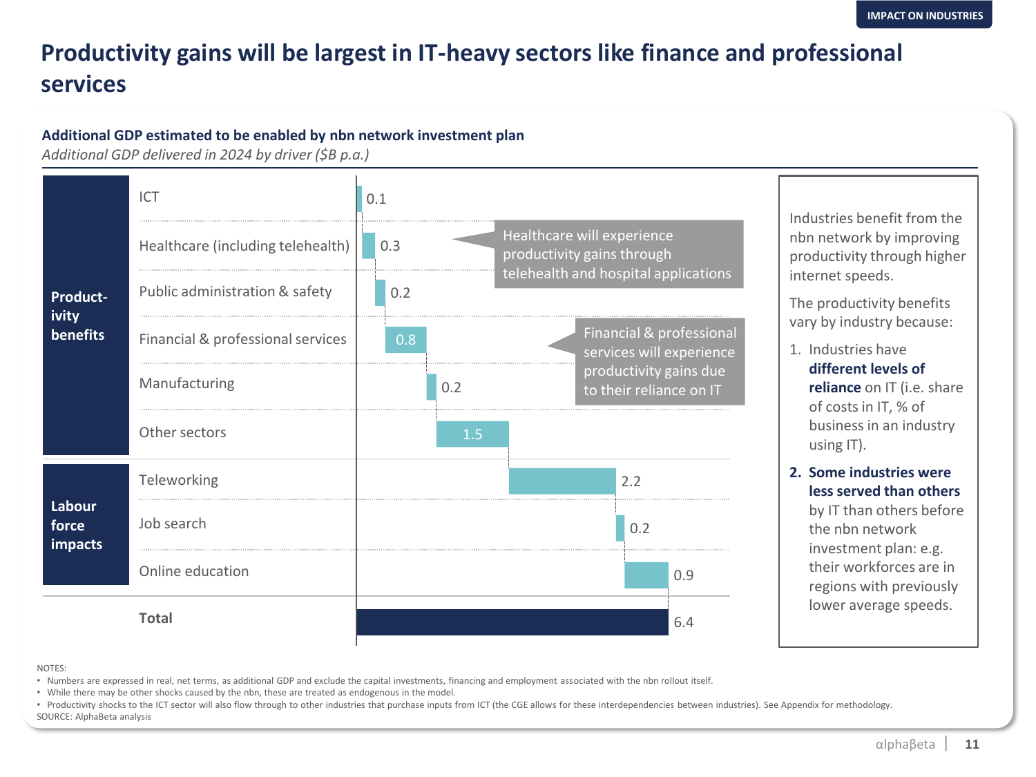# Productivity gains will be largest in IT-heavy sectors like finance and professional services

**Additional GDP estimated to be enabled by nbn network investment plan**

*Additional GDP delivered in 2024 by driver ($B p.a.)*

| Category | Driver | $B p.a. |
|---|---|---|
| Productivity benefits | ICT | 0.1 |
| | Healthcare (including telehealth) | 0.3 |
| | Public administration & safety | 0.2 |
| | Financial & professional services | 0.8 |
| | Manufacturing | 0.2 |
| | Other sectors | 1.5 |
| Labour force impacts | Teleworking | 2.2 |
| | Job search | 0.2 |
| | Online education | 0.9 |
| **Total** | | 6.4 |

Healthcare will experience productivity gains through telehealth and hospital applications

Financial & professional services will experience productivity gains due to their reliance on IT

Industries benefit from the nbn network by improving productivity through higher internet speeds.

The productivity benefits vary by industry because:

1. Industries have **different levels of reliance** on IT (i.e. share of costs in IT, % of business in an industry using IT).
2. **Some industries were less served than others** by IT than others before the nbn network investment plan: e.g. their workforces are in regions with previously lower average speeds.

NOTES:

- Numbers are expressed in real, net terms, as additional GDP and exclude the capital investments, financing and employment associated with the nbn rollout itself.
- While there may be other shocks caused by the nbn, these are treated as endogenous in the model.
- Productivity shocks to the ICT sector will also flow through to other industries that purchase inputs from ICT (the CGE allows for these interdependencies between industries). See Appendix for methodology.

SOURCE: AlphaBeta analysis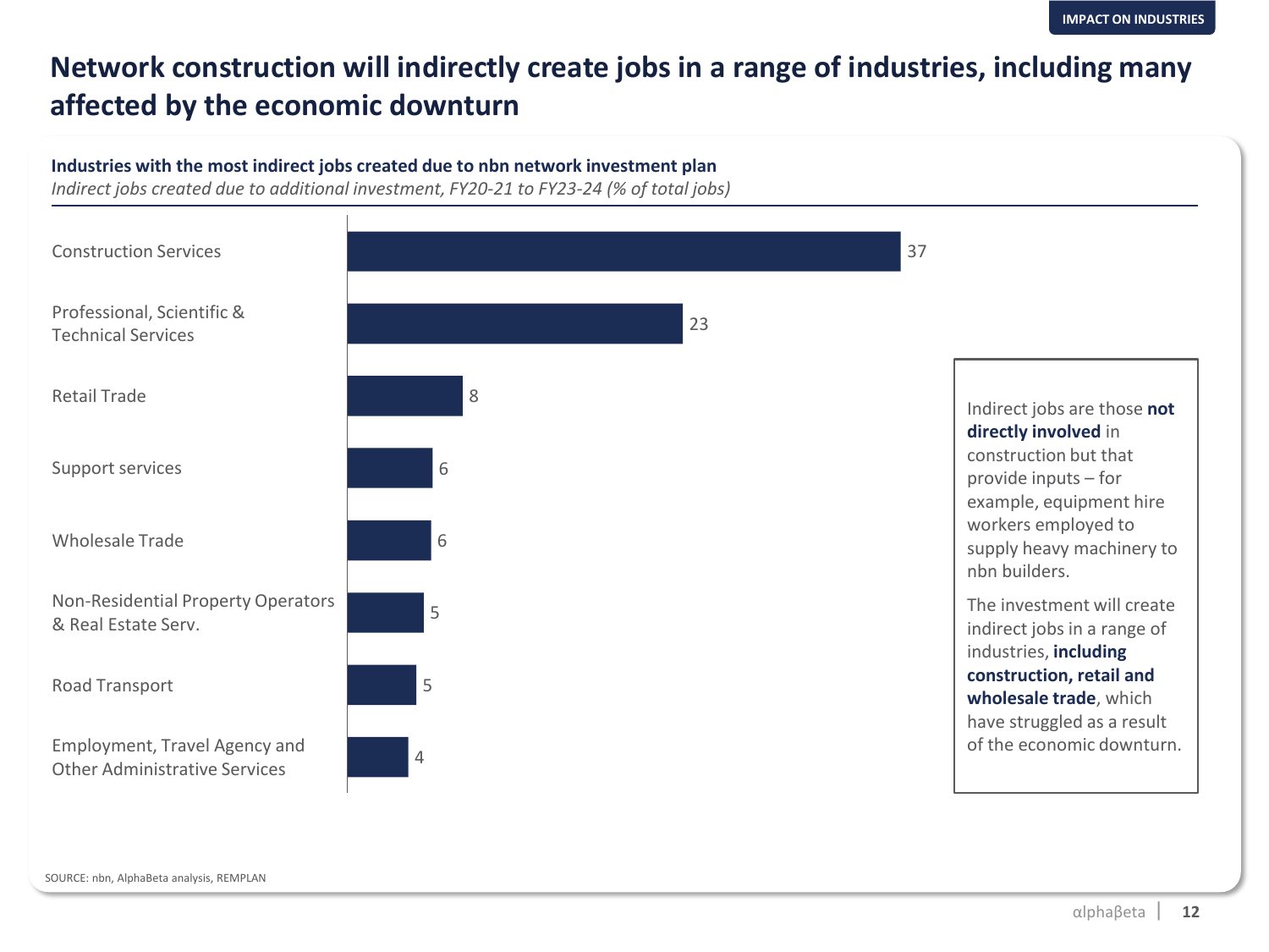IMPACT ON INDUSTRIES

# Network construction will indirectly create jobs in a range of industries, including many affected by the economic downturn

**Industries with the most indirect jobs created due to nbn network investment plan**

*Indirect jobs created due to additional investment, FY20-21 to FY23-24 (% of total jobs)*

| Industry | % of total jobs |
| --- | --- |
| Construction Services | 37 |
| Professional, Scientific & Technical Services | 23 |
| Retail Trade | 8 |
| Support services | 6 |
| Wholesale Trade | 6 |
| Non-Residential Property Operators & Real Estate Serv. | 5 |
| Road Transport | 5 |
| Employment, Travel Agency and Other Administrative Services | 4 |

Indirect jobs are those **not directly involved** in construction but that provide inputs – for example, equipment hire workers employed to supply heavy machinery to nbn builders.

The investment will create indirect jobs in a range of industries, **including construction, retail and wholesale trade**, which have struggled as a result of the economic downturn.

SOURCE: nbn, AlphaBeta analysis, REMPLAN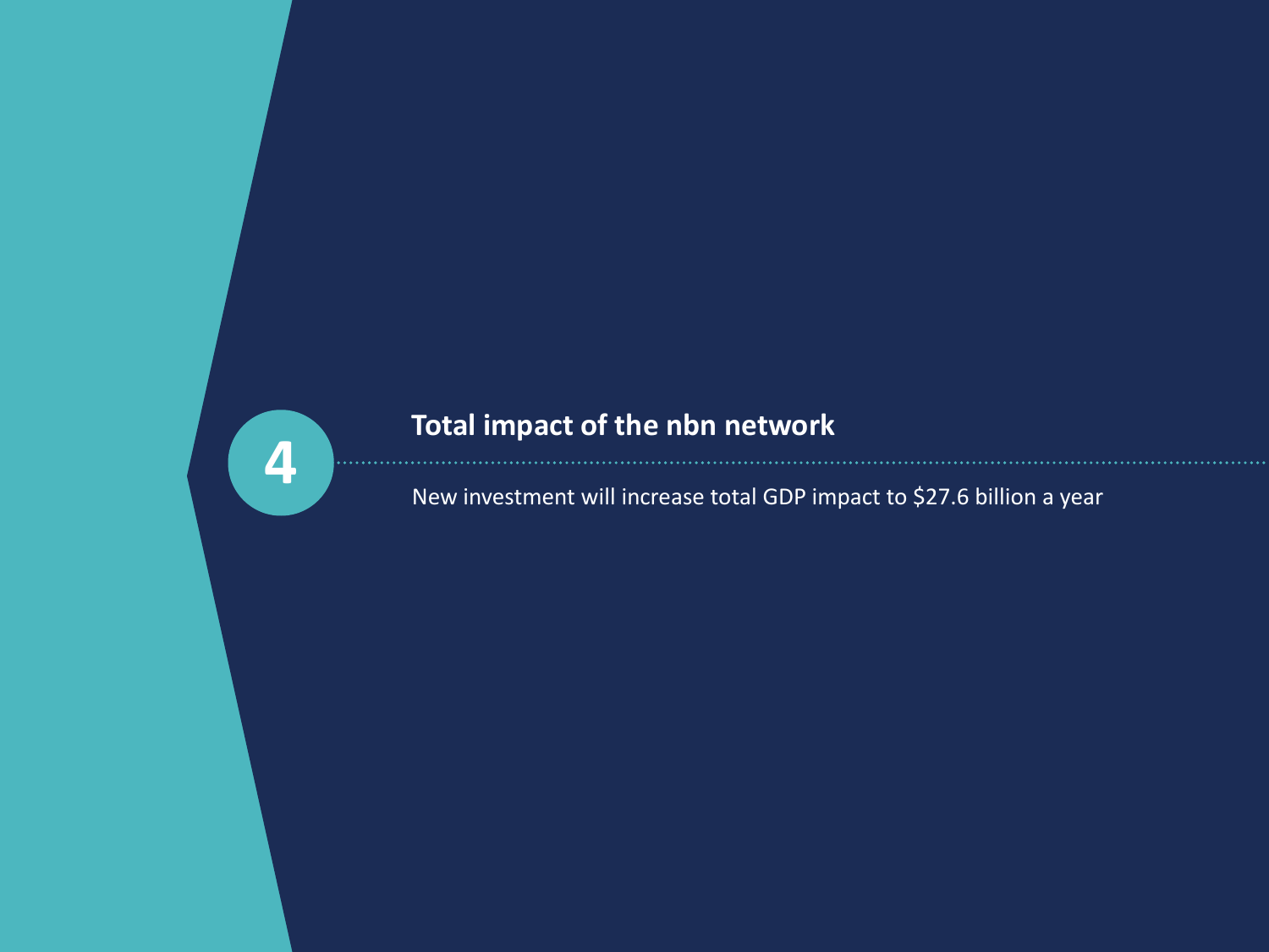# 4 Total impact of the nbn network

New investment will increase total GDP impact to $27.6 billion a year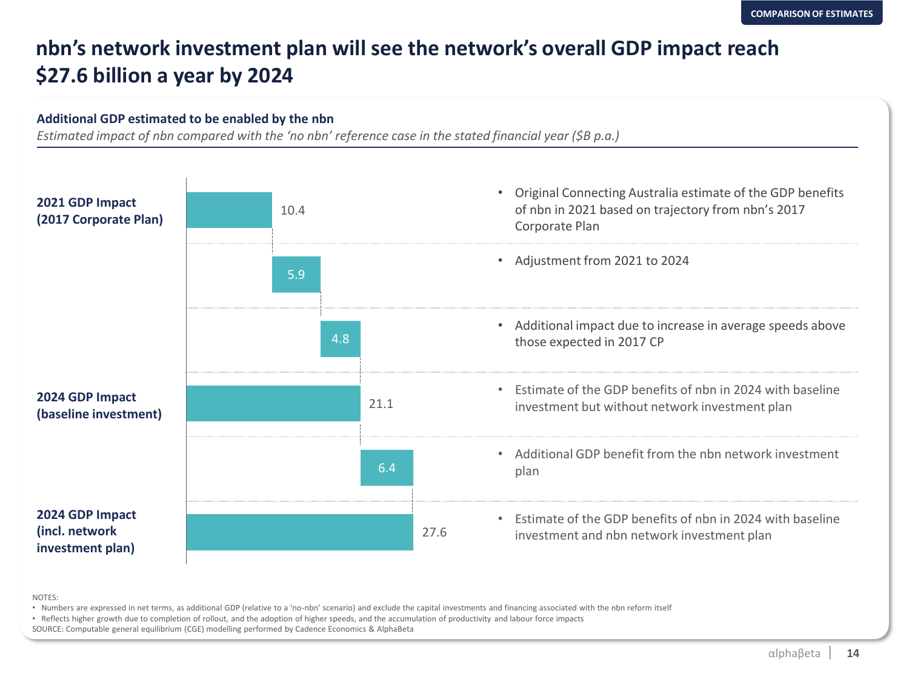COMPARISON OF ESTIMATES

# nbn's network investment plan will see the network's overall GDP impact reach $27.6 billion a year by 2024

**Additional GDP estimated to be enabled by the nbn**

*Estimated impact of nbn compared with the 'no nbn' reference case in the stated financial year ($B p.a.)*

| | $B p.a. | |
|---|---|---|
| **2021 GDP Impact (2017 Corporate Plan)** | 10.4 | Original Connecting Australia estimate of the GDP benefits of nbn in 2021 based on trajectory from nbn's 2017 Corporate Plan |
| | 5.9 | Adjustment from 2021 to 2024 |
| | 4.8 | Additional impact due to increase in average speeds above those expected in 2017 CP |
| **2024 GDP Impact (baseline investment)** | 21.1 | Estimate of the GDP benefits of nbn in 2024 with baseline investment but without network investment plan |
| | 6.4 | Additional GDP benefit from the nbn network investment plan |
| **2024 GDP Impact (incl. network investment plan)** | 27.6 | Estimate of the GDP benefits of nbn in 2024 with baseline investment and nbn network investment plan |

NOTES:

- Numbers are expressed in net terms, as additional GDP (relative to a 'no-nbn' scenario) and exclude the capital investments and financing associated with the nbn reform itself
- Reflects higher growth due to completion of rollout, and the adoption of higher speeds, and the accumulation of productivity and labour force impacts

SOURCE: Computable general equilibrium (CGE) modelling performed by Cadence Economics & AlphaBeta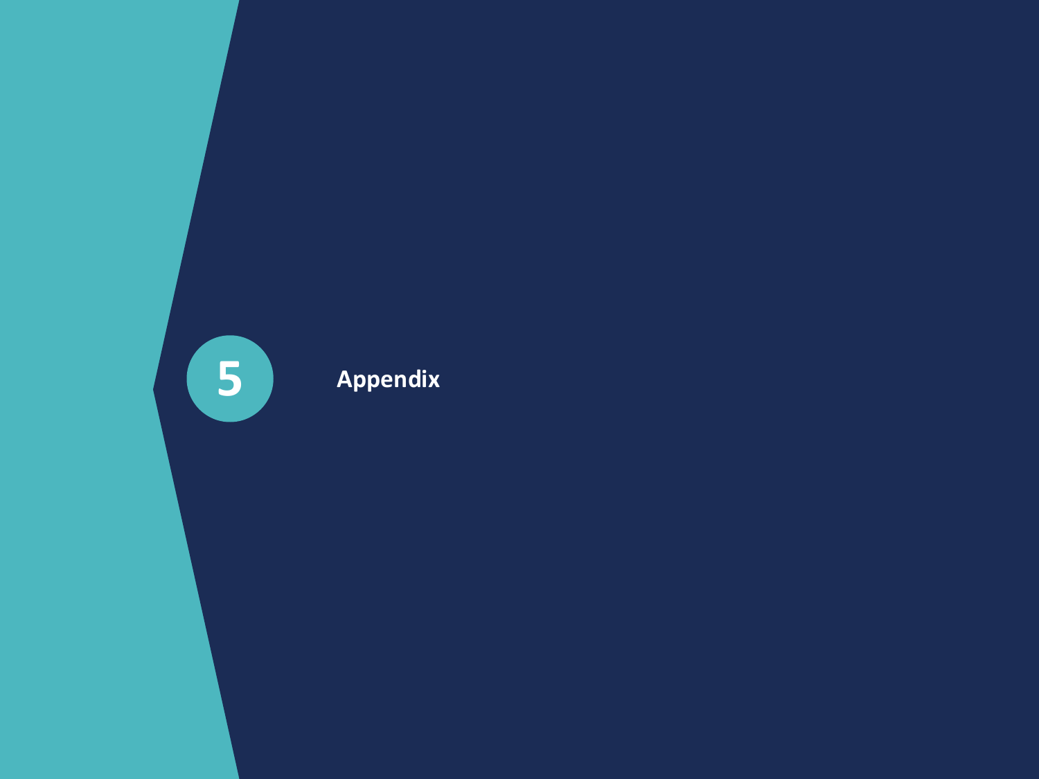# 5 Appendix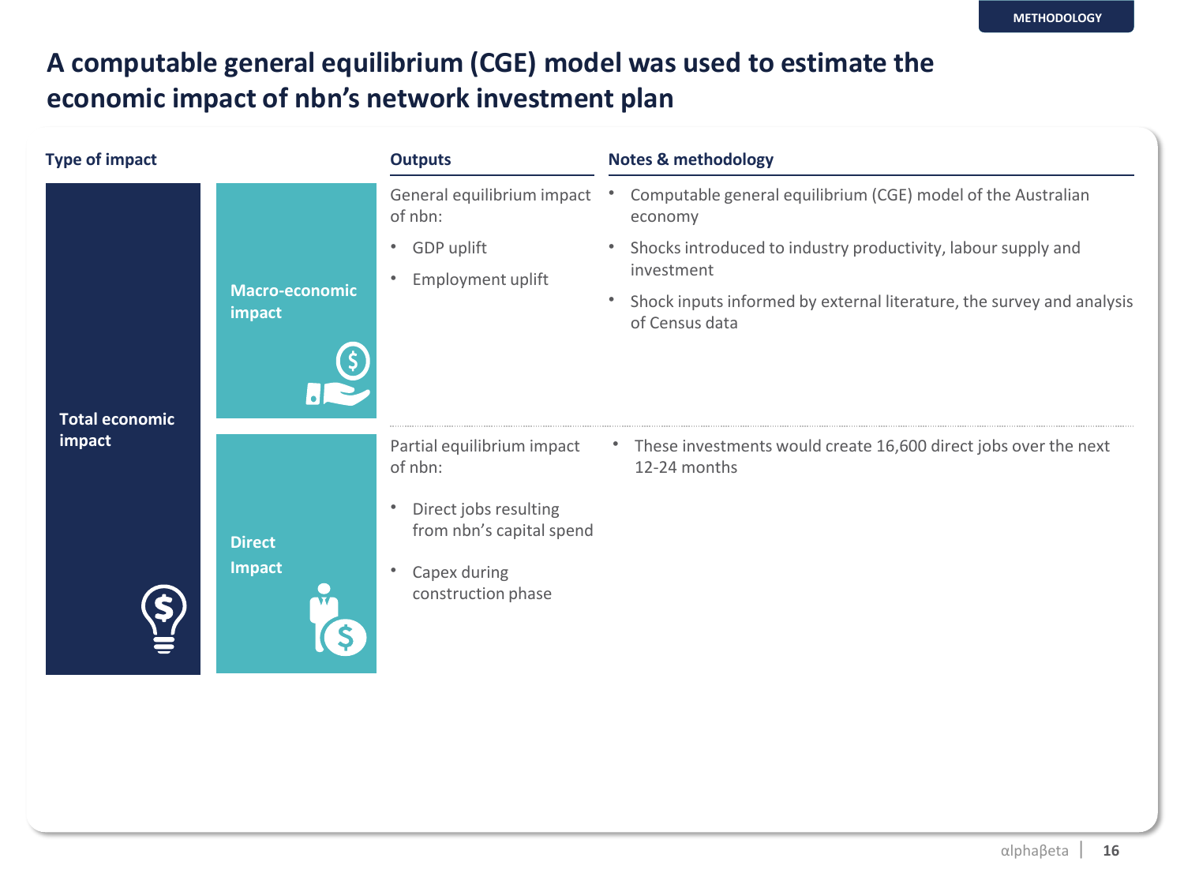# A computable general equilibrium (CGE) model was used to estimate the economic impact of nbn's network investment plan

| Type of impact | | Outputs | Notes & methodology |
| --- | --- | --- | --- |
| Total economic impact | Macro-economic impact | General equilibrium impact of nbn:<br>• GDP uplift<br>• Employment uplift | • Computable general equilibrium (CGE) model of the Australian economy<br>• Shocks introduced to industry productivity, labour supply and investment<br>• Shock inputs informed by external literature, the survey and analysis of Census data |
| | Direct Impact | Partial equilibrium impact of nbn:<br>• Direct jobs resulting from nbn's capital spend<br>• Capex during construction phase | • These investments would create 16,600 direct jobs over the next 12-24 months |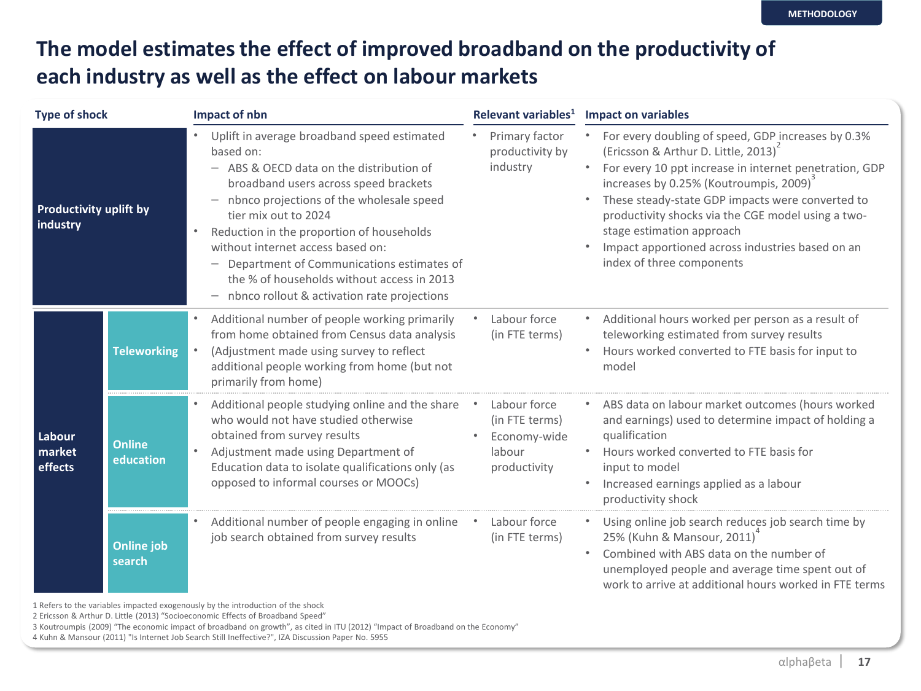# The model estimates the effect of improved broadband on the productivity of each industry as well as the effect on labour markets

| Type of shock | | Impact of nbn | Relevant variables[1] | Impact on variables |
|---|---|---|---|---|
| **Productivity uplift by industry** | | • Uplift in average broadband speed estimated based on:<br>– ABS & OECD data on the distribution of broadband users across speed brackets<br>– nbnco projections of the wholesale speed tier mix out to 2024<br>• Reduction in the proportion of households without internet access based on:<br>– Department of Communications estimates of the % of households without access in 2013<br>– nbnco rollout & activation rate projections | • Primary factor productivity by industry | • For every doubling of speed, GDP increases by 0.3% (Ericsson & Arthur D. Little, 2013)[2]<br>• For every 10 ppt increase in internet penetration, GDP increases by 0.25% (Koutroumpis, 2009)[3]<br>• These steady-state GDP impacts were converted to productivity shocks via the CGE model using a two-stage estimation approach<br>• Impact apportioned across industries based on an index of three components |
| **Labour market effects** | **Teleworking** | • Additional number of people working primarily from home obtained from Census data analysis<br>• (Adjustment made using survey to reflect additional people working from home (but not primarily from home) | • Labour force (in FTE terms) | • Additional hours worked per person as a result of teleworking estimated from survey results<br>• Hours worked converted to FTE basis for input to model |
| | **Online education** | • Additional people studying online and the share who would not have studied otherwise obtained from survey results<br>• Adjustment made using Department of Education data to isolate qualifications only (as opposed to informal courses or MOOCs) | • Labour force (in FTE terms)<br>• Economy-wide labour productivity | • ABS data on labour market outcomes (hours worked and earnings) used to determine impact of holding a qualification<br>• Hours worked converted to FTE basis for input to model<br>• Increased earnings applied as a labour productivity shock |
| | **Online job search** | • Additional number of people engaging in online job search obtained from survey results | • Labour force (in FTE terms) | • Using online job search reduces job search time by 25% (Kuhn & Mansour, 2011)[4]<br>• Combined with ABS data on the number of unemployed people and average time spent out of work to arrive at additional hours worked in FTE terms |

1 Refers to the variables impacted exogenously by the introduction of the shock
2 Ericsson & Arthur D. Little (2013) "Socioeconomic Effects of Broadband Speed"
3 Koutroumpis (2009) "The economic impact of broadband on growth", as cited in ITU (2012) "Impact of Broadband on the Economy"
4 Kuhn & Mansour (2011) "Is Internet Job Search Still Ineffective?", IZA Discussion Paper No. 5955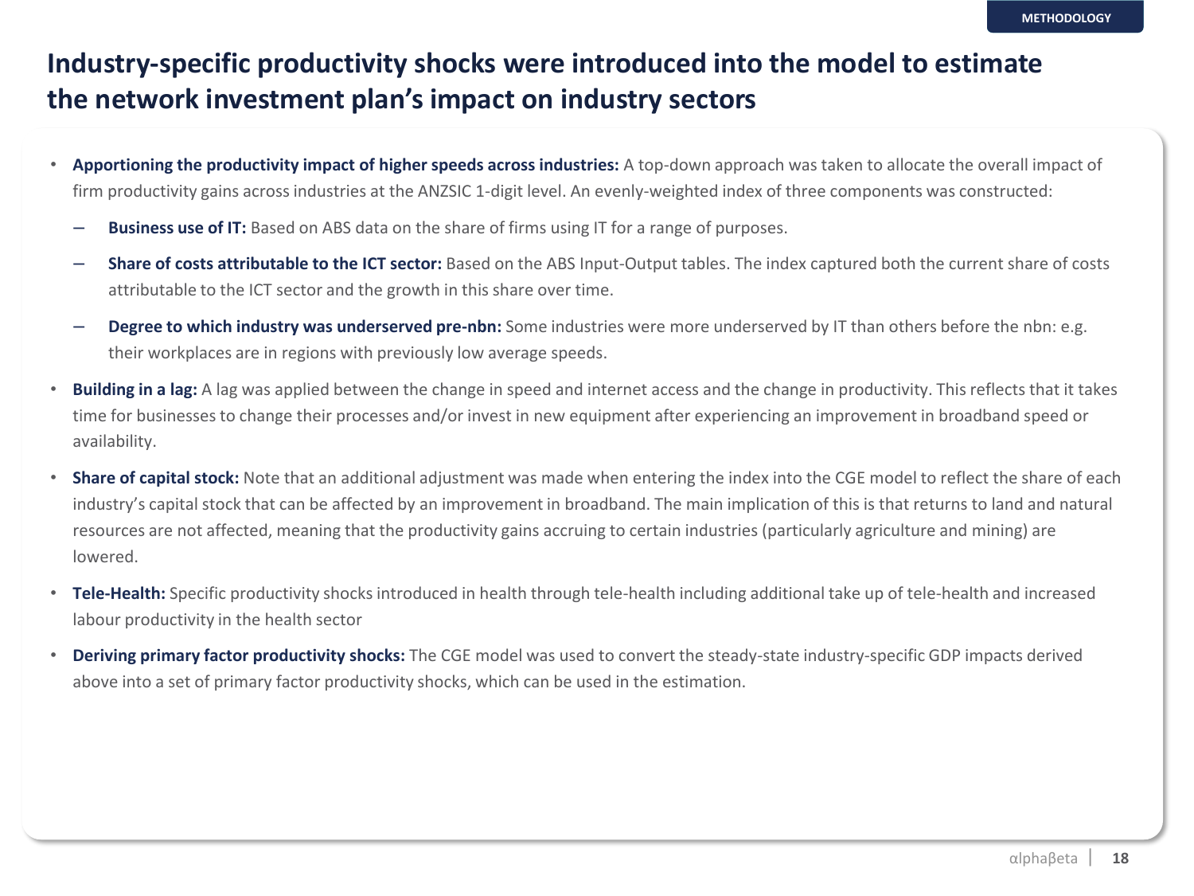# Industry-specific productivity shocks were introduced into the model to estimate the network investment plan's impact on industry sectors

- **Apportioning the productivity impact of higher speeds across industries:** A top-down approach was taken to allocate the overall impact of firm productivity gains across industries at the ANZSIC 1-digit level. An evenly-weighted index of three components was constructed:
  - **Business use of IT:** Based on ABS data on the share of firms using IT for a range of purposes.
  - **Share of costs attributable to the ICT sector:** Based on the ABS Input-Output tables. The index captured both the current share of costs attributable to the ICT sector and the growth in this share over time.
  - **Degree to which industry was underserved pre-nbn:** Some industries were more underserved by IT than others before the nbn: e.g. their workplaces are in regions with previously low average speeds.
- **Building in a lag:** A lag was applied between the change in speed and internet access and the change in productivity. This reflects that it takes time for businesses to change their processes and/or invest in new equipment after experiencing an improvement in broadband speed or availability.
- **Share of capital stock:** Note that an additional adjustment was made when entering the index into the CGE model to reflect the share of each industry's capital stock that can be affected by an improvement in broadband. The main implication of this is that returns to land and natural resources are not affected, meaning that the productivity gains accruing to certain industries (particularly agriculture and mining) are lowered.
- **Tele-Health:** Specific productivity shocks introduced in health through tele-health including additional take up of tele-health and increased labour productivity in the health sector
- **Deriving primary factor productivity shocks:** The CGE model was used to convert the steady-state industry-specific GDP impacts derived above into a set of primary factor productivity shocks, which can be used in the estimation.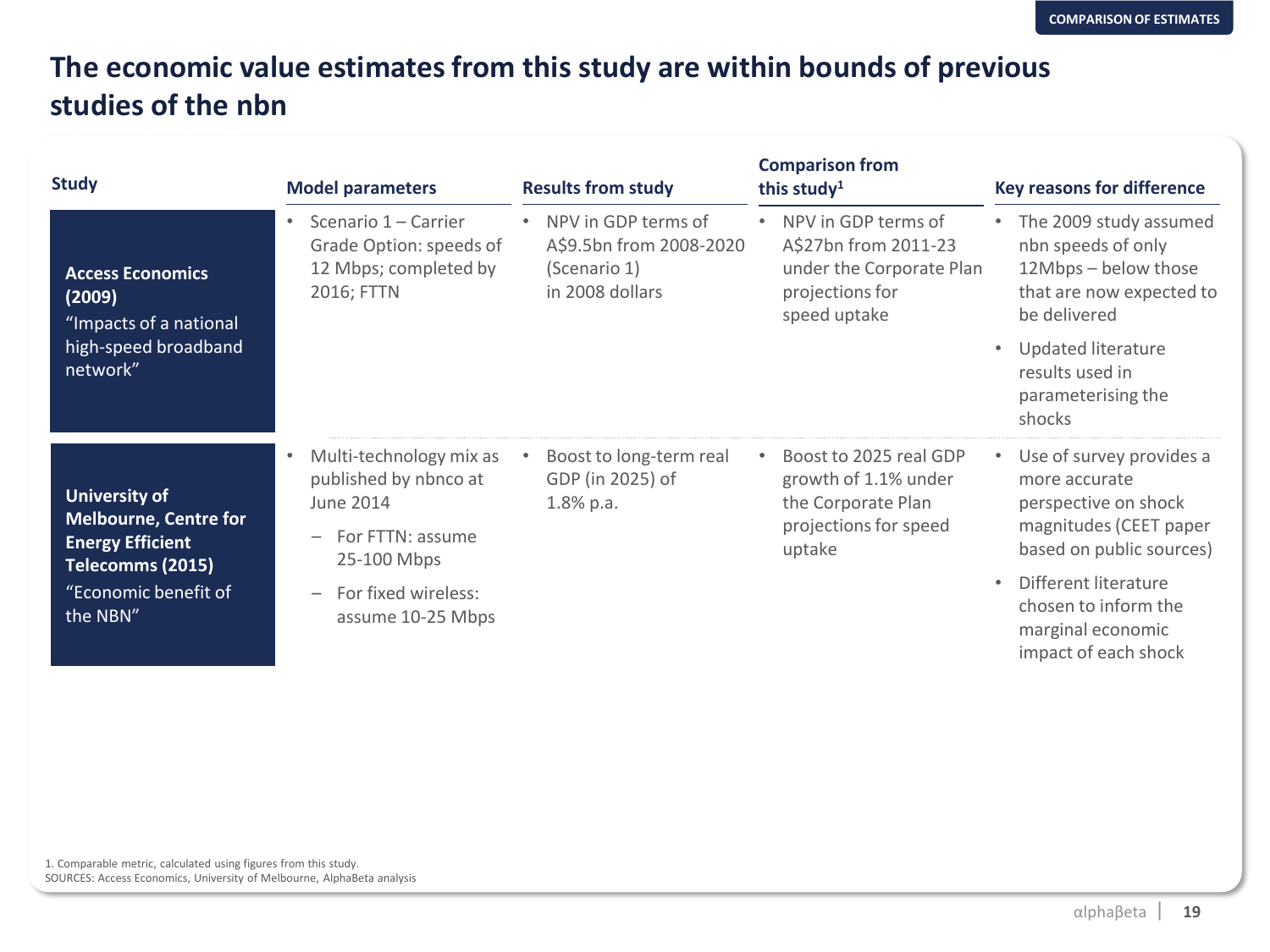COMPARISON OF ESTIMATES

# The economic value estimates from this study are within bounds of previous studies of the nbn

| Study | Model parameters | Results from study | Comparison from this study[1] | Key reasons for difference |
|---|---|---|---|---|
| **Access Economics (2009)** "Impacts of a national high-speed broadband network" | • Scenario 1 – Carrier Grade Option: speeds of 12 Mbps; completed by 2016; FTTN | • NPV in GDP terms of A$9.5bn from 2008-2020 (Scenario 1) in 2008 dollars | • NPV in GDP terms of A$27bn from 2011-23 under the Corporate Plan projections for speed uptake | • The 2009 study assumed nbn speeds of only 12Mbps – below those that are now expected to be delivered<br>• Updated literature results used in parameterising the shocks |
| **University of Melbourne, Centre for Energy Efficient Telecomms (2015)** "Economic benefit of the NBN" | • Multi-technology mix as published by nbnco at June 2014<br>– For FTTN: assume 25-100 Mbps<br>– For fixed wireless: assume 10-25 Mbps | • Boost to long-term real GDP (in 2025) of 1.8% p.a. | • Boost to 2025 real GDP growth of 1.1% under the Corporate Plan projections for speed uptake | • Use of survey provides a more accurate perspective on shock magnitudes (CEET paper based on public sources)<br>• Different literature chosen to inform the marginal economic impact of each shock |

1. Comparable metric, calculated using figures from this study.
SOURCES: Access Economics, University of Melbourne, AlphaBeta analysis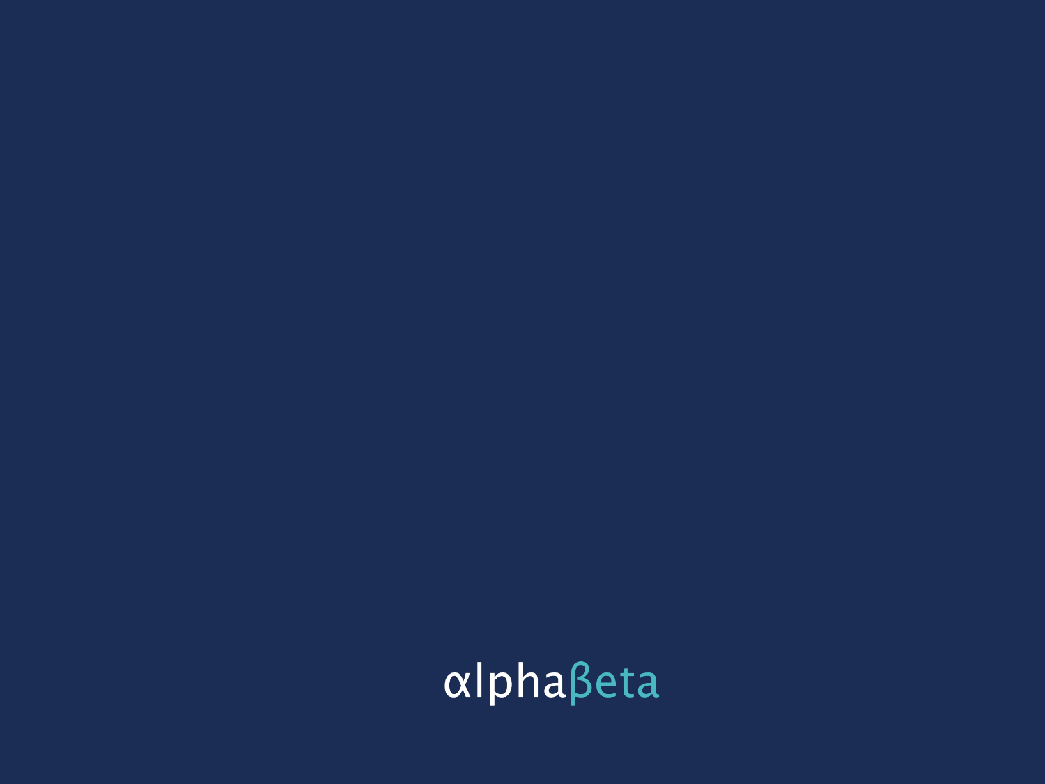αlphaβeta